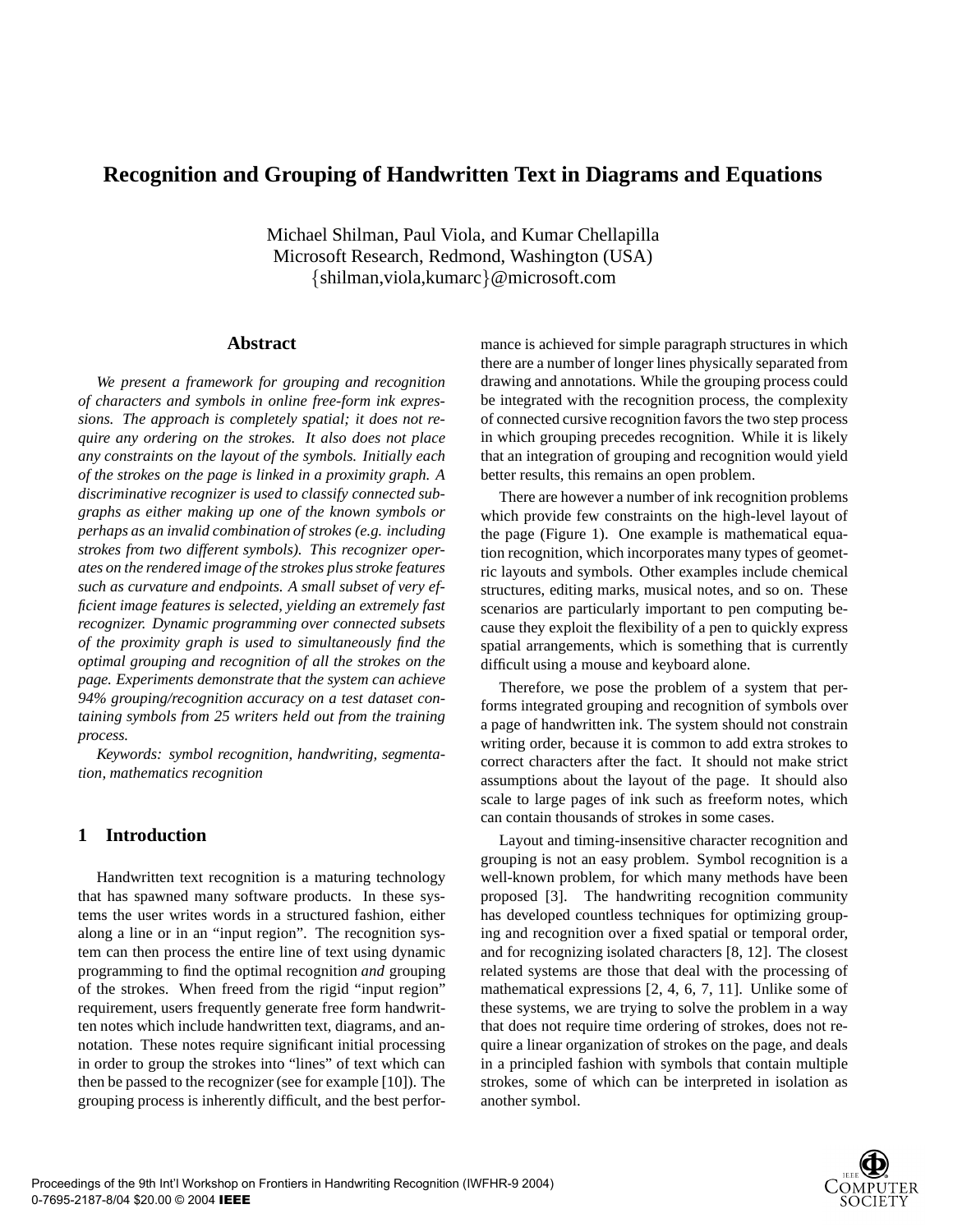# Recognition and Grouping of Handwritten Text in Diagrams and Equations

Michael Shilman, Paul Viola, and Kumar Chellapilla
Microsoft Research, Redmond, Washington (USA)
{shilman,viola,kumarc}@microsoft.com

## Abstract

*We present a framework for grouping and recognition of characters and symbols in online free-form ink expressions. The approach is completely spatial; it does not require any ordering on the strokes. It also does not place any constraints on the layout of the symbols. Initially each of the strokes on the page is linked in a proximity graph. A discriminative recognizer is used to classify connected subgraphs as either making up one of the known symbols or perhaps as an invalid combination of strokes (e.g. including strokes from two different symbols). This recognizer operates on the rendered image of the strokes plus stroke features such as curvature and endpoints. A small subset of very efficient image features is selected, yielding an extremely fast recognizer. Dynamic programming over connected subsets of the proximity graph is used to simultaneously find the optimal grouping and recognition of all the strokes on the page. Experiments demonstrate that the system can achieve 94% grouping/recognition accuracy on a test dataset containing symbols from 25 writers held out from the training process.*

*Keywords: symbol recognition, handwriting, segmentation, mathematics recognition*

## 1 Introduction

Handwritten text recognition is a maturing technology that has spawned many software products. In these systems the user writes words in a structured fashion, either along a line or in an "input region". The recognition system can then process the entire line of text using dynamic programming to find the optimal recognition *and* grouping of the strokes. When freed from the rigid "input region" requirement, users frequently generate free form handwritten notes which include handwritten text, diagrams, and annotation. These notes require significant initial processing in order to group the strokes into "lines" of text which can then be passed to the recognizer (see for example [10]). The grouping process is inherently difficult, and the best performance is achieved for simple paragraph structures in which there are a number of longer lines physically separated from drawing and annotations. While the grouping process could be integrated with the recognition process, the complexity of connected cursive recognition favors the two step process in which grouping precedes recognition. While it is likely that an integration of grouping and recognition would yield better results, this remains an open problem.

There are however a number of ink recognition problems which provide few constraints on the high-level layout of the page (Figure 1). One example is mathematical equation recognition, which incorporates many types of geometric layouts and symbols. Other examples include chemical structures, editing marks, musical notes, and so on. These scenarios are particularly important to pen computing because they exploit the flexibility of a pen to quickly express spatial arrangements, which is something that is currently difficult using a mouse and keyboard alone.

Therefore, we pose the problem of a system that performs integrated grouping and recognition of symbols over a page of handwritten ink. The system should not constrain writing order, because it is common to add extra strokes to correct characters after the fact. It should not make strict assumptions about the layout of the page. It should also scale to large pages of ink such as freeform notes, which can contain thousands of strokes in some cases.

Layout and timing-insensitive character recognition and grouping is not an easy problem. Symbol recognition is a well-known problem, for which many methods have been proposed [3]. The handwriting recognition community has developed countless techniques for optimizing grouping and recognition over a fixed spatial or temporal order, and for recognizing isolated characters [8, 12]. The closest related systems are those that deal with the processing of mathematical expressions [2, 4, 6, 7, 11]. Unlike some of these systems, we are trying to solve the problem in a way that does not require time ordering of strokes, does not require a linear organization of strokes on the page, and deals in a principled fashion with symbols that contain multiple strokes, some of which can be interpreted in isolation as another symbol.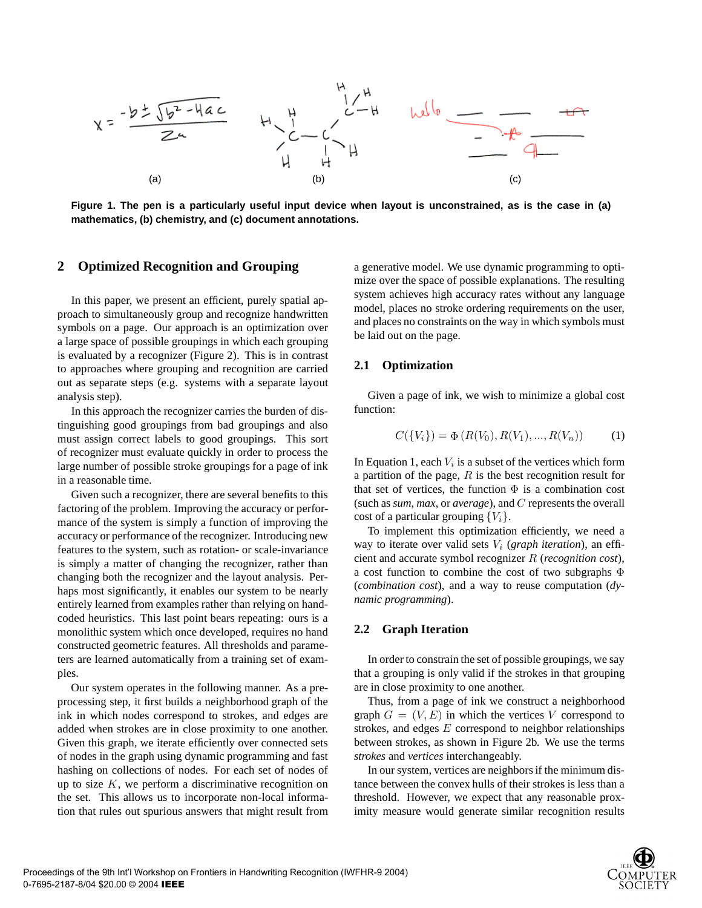**Figure 1. The pen is a particularly useful input device when layout is unconstrained, as is the case in (a) mathematics, (b) chemistry, and (c) document annotations.**

## 2 Optimized Recognition and Grouping

In this paper, we present an efficient, purely spatial approach to simultaneously group and recognize handwritten symbols on a page. Our approach is an optimization over a large space of possible groupings in which each grouping is evaluated by a recognizer (Figure 2). This is in contrast to approaches where grouping and recognition are carried out as separate steps (e.g. systems with a separate layout analysis step).

In this approach the recognizer carries the burden of distinguishing good groupings from bad groupings and also must assign correct labels to good groupings. This sort of recognizer must evaluate quickly in order to process the large number of possible stroke groupings for a page of ink in a reasonable time.

Given such a recognizer, there are several benefits to this factoring of the problem. Improving the accuracy or performance of the system is simply a function of improving the accuracy or performance of the recognizer. Introducing new features to the system, such as rotation- or scale-invariance is simply a matter of changing the recognizer, rather than changing both the recognizer and the layout analysis. Perhaps most significantly, it enables our system to be nearly entirely learned from examples rather than relying on hand-coded heuristics. This last point bears repeating: ours is a monolithic system which once developed, requires no hand constructed geometric features. All thresholds and parameters are learned automatically from a training set of examples.

Our system operates in the following manner. As a preprocessing step, it first builds a neighborhood graph of the ink in which nodes correspond to strokes, and edges are added when strokes are in close proximity to one another. Given this graph, we iterate efficiently over connected sets of nodes in the graph using dynamic programming and fast hashing on collections of nodes. For each set of nodes of up to size $K$, we perform a discriminative recognition on the set. This allows us to incorporate non-local information that rules out spurious answers that might result from a generative model. We use dynamic programming to optimize over the space of possible explanations. The resulting system achieves high accuracy rates without any language model, places no stroke ordering requirements on the user, and places no constraints on the way in which symbols must be laid out on the page.

### 2.1 Optimization

Given a page of ink, we wish to minimize a global cost function:

$$C(\{V_i\}) = \Phi\left(R(V_0), R(V_1), ..., R(V_n)\right) \qquad (1)$$

In Equation 1, each $V_i$ is a subset of the vertices which form a partition of the page, $R$ is the best recognition result for that set of vertices, the function $\Phi$ is a combination cost (such as *sum*, *max*, or *average*), and $C$ represents the overall cost of a particular grouping $\{V_i\}$.

To implement this optimization efficiently, we need a way to iterate over valid sets $V_i$ (*graph iteration*), an efficient and accurate symbol recognizer $R$ (*recognition cost*), a cost function to combine the cost of two subgraphs $\Phi$ (*combination cost*), and a way to reuse computation (*dynamic programming*).

### 2.2 Graph Iteration

In order to constrain the set of possible groupings, we say that a grouping is only valid if the strokes in that grouping are in close proximity to one another.

Thus, from a page of ink we construct a neighborhood graph $G = (V, E)$ in which the vertices $V$ correspond to strokes, and edges $E$ correspond to neighbor relationships between strokes, as shown in Figure 2b. We use the terms *strokes* and *vertices* interchangeably.

In our system, vertices are neighbors if the minimum distance between the convex hulls of their strokes is less than a threshold. However, we expect that any reasonable proximity measure would generate similar recognition results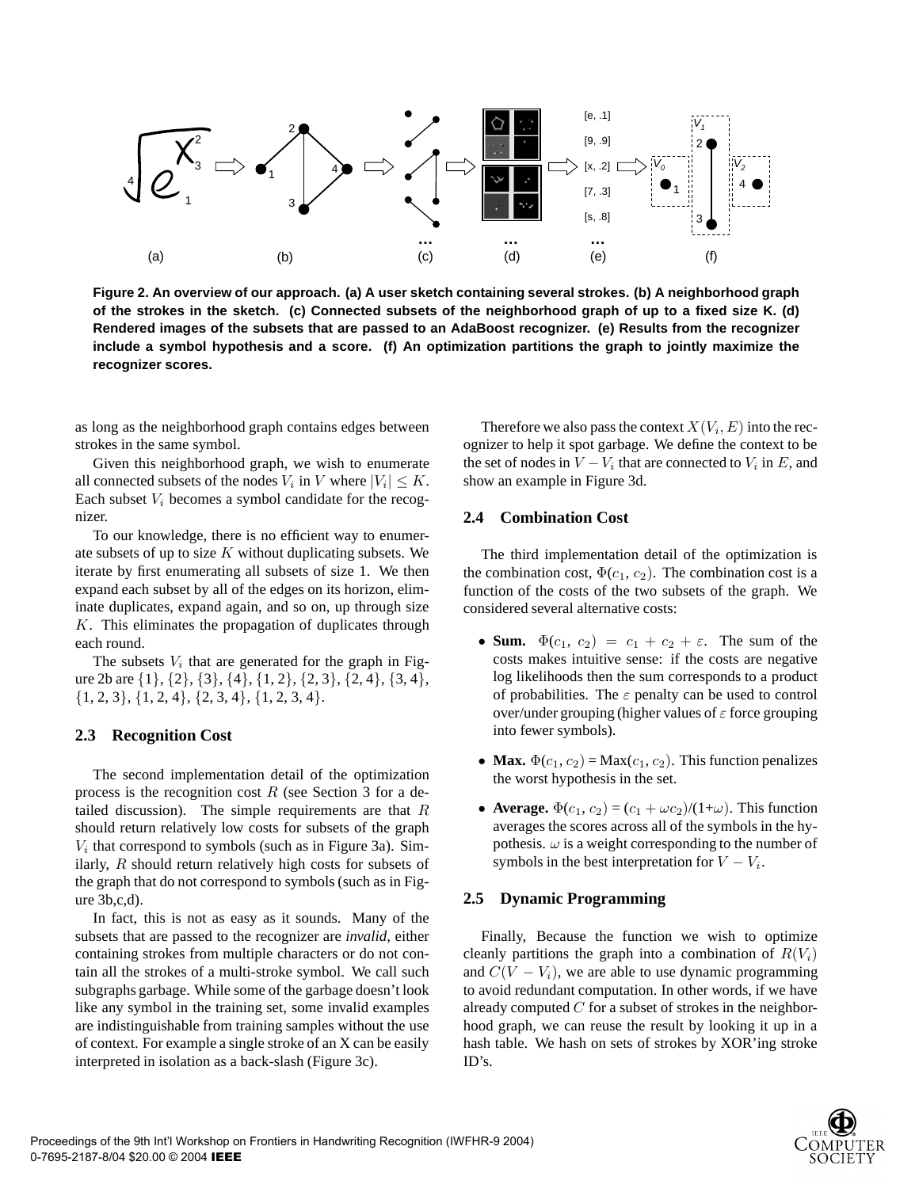Figure 2. An overview of our approach. (a) A user sketch containing several strokes. (b) A neighborhood graph of the strokes in the sketch. (c) Connected subsets of the neighborhood graph of up to a fixed size K. (d) Rendered images of the subsets that are passed to an AdaBoost recognizer. (e) Results from the recognizer include a symbol hypothesis and a score. (f) An optimization partitions the graph to jointly maximize the recognizer scores.

as long as the neighborhood graph contains edges between strokes in the same symbol.

Given this neighborhood graph, we wish to enumerate all connected subsets of the nodes $V_i$ in $V$ where $|V_i| \leq K$. Each subset $V_i$ becomes a symbol candidate for the recognizer.

To our knowledge, there is no efficient way to enumerate subsets of up to size $K$ without duplicating subsets. We iterate by first enumerating all subsets of size 1. We then expand each subset by all of the edges on its horizon, eliminate duplicates, expand again, and so on, up through size $K$. This eliminates the propagation of duplicates through each round.

The subsets $V_i$ that are generated for the graph in Figure 2b are $\{1\}, \{2\}, \{3\}, \{4\}, \{1,2\}, \{2,3\}, \{2,4\}, \{3,4\}, \{1,2,3\}, \{1,2,4\}, \{2,3,4\}, \{1,2,3,4\}$.

## 2.3 Recognition Cost

The second implementation detail of the optimization process is the recognition cost $R$ (see Section 3 for a detailed discussion). The simple requirements are that $R$ should return relatively low costs for subsets of the graph $V_i$ that correspond to symbols (such as in Figure 3a). Similarly, $R$ should return relatively high costs for subsets of the graph that do not correspond to symbols (such as in Figure 3b,c,d).

In fact, this is not as easy as it sounds. Many of the subsets that are passed to the recognizer are *invalid*, either containing strokes from multiple characters or do not contain all the strokes of a multi-stroke symbol. We call such subgraphs garbage. While some of the garbage doesn't look like any symbol in the training set, some invalid examples are indistinguishable from training samples without the use of context. For example a single stroke of an X can be easily interpreted in isolation as a back-slash (Figure 3c).

Therefore we also pass the context $X(V_i, E)$ into the recognizer to help it spot garbage. We define the context to be the set of nodes in $V - V_i$ that are connected to $V_i$ in $E$, and show an example in Figure 3d.

## 2.4 Combination Cost

The third implementation detail of the optimization is the combination cost, $\Phi(c_1, c_2)$. The combination cost is a function of the costs of the two subsets of the graph. We considered several alternative costs:

- **Sum.** $\Phi(c_1, c_2) = c_1 + c_2 + \varepsilon$. The sum of the costs makes intuitive sense: if the costs are negative log likelihoods then the sum corresponds to a product of probabilities. The $\varepsilon$ penalty can be used to control over/under grouping (higher values of $\varepsilon$ force grouping into fewer symbols).
- **Max.** $\Phi(c_1, c_2) = \text{Max}(c_1, c_2)$. This function penalizes the worst hypothesis in the set.
- **Average.** $\Phi(c_1, c_2) = (c_1 + \omega c_2)/(1+\omega)$. This function averages the scores across all of the symbols in the hypothesis. $\omega$ is a weight corresponding to the number of symbols in the best interpretation for $V - V_i$.

## 2.5 Dynamic Programming

Finally, Because the function we wish to optimize cleanly partitions the graph into a combination of $R(V_i)$ and $C(V - V_i)$, we are able to use dynamic programming to avoid redundant computation. In other words, if we have already computed $C$ for a subset of strokes in the neighborhood graph, we can reuse the result by looking it up in a hash table. We hash on sets of strokes by XOR'ing stroke ID's.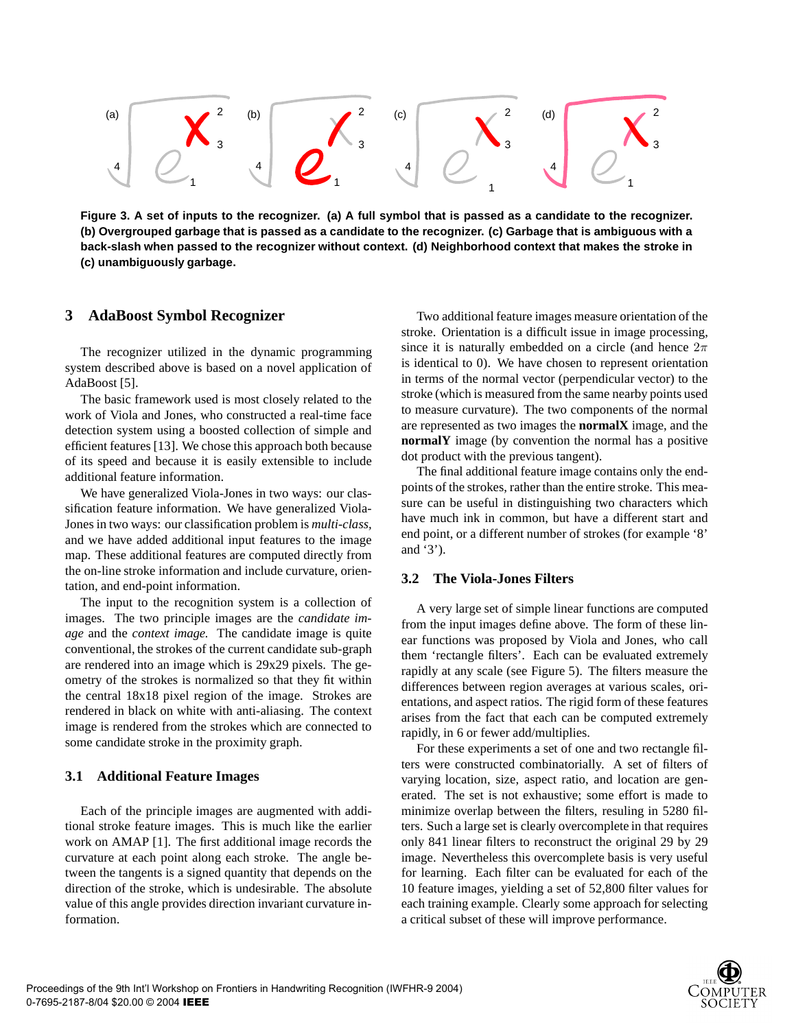**Figure 3. A set of inputs to the recognizer. (a) A full symbol that is passed as a candidate to the recognizer. (b) Overgrouped garbage that is passed as a candidate to the recognizer. (c) Garbage that is ambiguous with a back-slash when passed to the recognizer without context. (d) Neighborhood context that makes the stroke in (c) unambiguously garbage.**

## 3 AdaBoost Symbol Recognizer

The recognizer utilized in the dynamic programming system described above is based on a novel application of AdaBoost [5].

The basic framework used is most closely related to the work of Viola and Jones, who constructed a real-time face detection system using a boosted collection of simple and efficient features [13]. We chose this approach both because of its speed and because it is easily extensible to include additional feature information.

We have generalized Viola-Jones in two ways: our classification feature information. We have generalized Viola-Jones in two ways: our classification problem is *multi-class*, and we have added additional input features to the image map. These additional features are computed directly from the on-line stroke information and include curvature, orientation, and end-point information.

The input to the recognition system is a collection of images. The two principle images are the *candidate image* and the *context image.* The candidate image is quite conventional, the strokes of the current candidate sub-graph are rendered into an image which is 29x29 pixels. The geometry of the strokes is normalized so that they fit within the central 18x18 pixel region of the image. Strokes are rendered in black on white with anti-aliasing. The context image is rendered from the strokes which are connected to some candidate stroke in the proximity graph.

### 3.1 Additional Feature Images

Each of the principle images are augmented with additional stroke feature images. This is much like the earlier work on AMAP [1]. The first additional image records the curvature at each point along each stroke. The angle between the tangents is a signed quantity that depends on the direction of the stroke, which is undesirable. The absolute value of this angle provides direction invariant curvature information.

Two additional feature images measure orientation of the stroke. Orientation is a difficult issue in image processing, since it is naturally embedded on a circle (and hence $2\pi$ is identical to 0). We have chosen to represent orientation in terms of the normal vector (perpendicular vector) to the stroke (which is measured from the same nearby points used to measure curvature). The two components of the normal are represented as two images the **normalX** image, and the **normalY** image (by convention the normal has a positive dot product with the previous tangent).

The final additional feature image contains only the end-points of the strokes, rather than the entire stroke. This measure can be useful in distinguishing two characters which have much ink in common, but have a different start and end point, or a different number of strokes (for example '8' and '3').

### 3.2 The Viola-Jones Filters

A very large set of simple linear functions are computed from the input images define above. The form of these linear functions was proposed by Viola and Jones, who call them 'rectangle filters'. Each can be evaluated extremely rapidly at any scale (see Figure 5). The filters measure the differences between region averages at various scales, orientations, and aspect ratios. The rigid form of these features arises from the fact that each can be computed extremely rapidly, in 6 or fewer add/multiplies.

For these experiments a set of one and two rectangle filters were constructed combinatorially. A set of filters of varying location, size, aspect ratio, and location are generated. The set is not exhaustive; some effort is made to minimize overlap between the filters, resuling in 5280 filters. Such a large set is clearly overcomplete in that requires only 841 linear filters to reconstruct the original 29 by 29 image. Nevertheless this overcomplete basis is very useful for learning. Each filter can be evaluated for each of the 10 feature images, yielding a set of 52,800 filter values for each training example. Clearly some approach for selecting a critical subset of these will improve performance.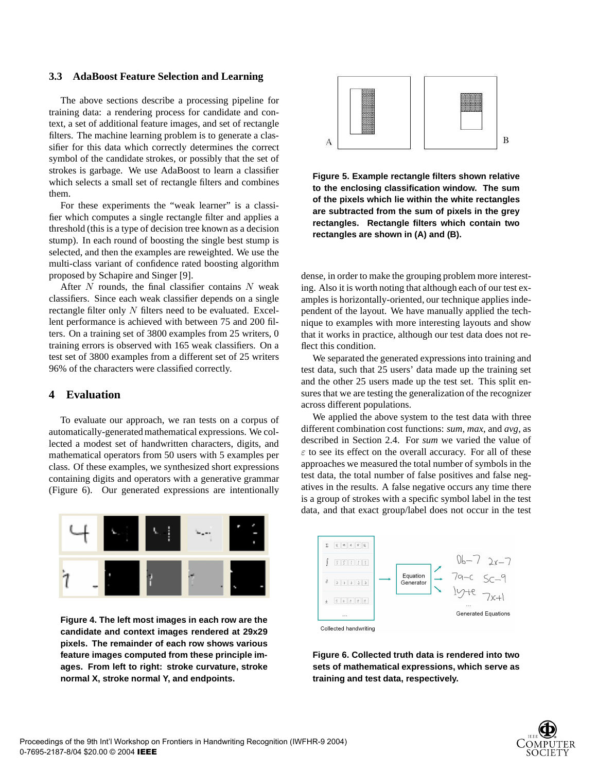### 3.3 AdaBoost Feature Selection and Learning

The above sections describe a processing pipeline for training data: a rendering process for candidate and context, a set of additional feature images, and set of rectangle filters. The machine learning problem is to generate a classifier for this data which correctly determines the correct symbol of the candidate strokes, or possibly that the set of strokes is garbage. We use AdaBoost to learn a classifier which selects a small set of rectangle filters and combines them.

For these experiments the "weak learner" is a classifier which computes a single rectangle filter and applies a threshold (this is a type of decision tree known as a decision stump). In each round of boosting the single best stump is selected, and then the examples are reweighted. We use the multi-class variant of confidence rated boosting algorithm proposed by Schapire and Singer [9].

After $N$ rounds, the final classifier contains $N$ weak classifiers. Since each weak classifier depends on a single rectangle filter only $N$ filters need to be evaluated. Excellent performance is achieved with between 75 and 200 filters. On a training set of 3800 examples from 25 writers, 0 training errors is observed with 165 weak classifiers. On a test set of 3800 examples from a different set of 25 writers 96% of the characters were classified correctly.

## 4 Evaluation

To evaluate our approach, we ran tests on a corpus of automatically-generated mathematical expressions. We collected a modest set of handwritten characters, digits, and mathematical operators from 50 users with 5 examples per class. Of these examples, we synthesized short expressions containing digits and operators with a generative grammar (Figure 6). Our generated expressions are intentionally dense, in order to make the grouping problem more interesting. Also it is worth noting that although each of our test examples is horizontally-oriented, our technique applies independent of the layout. We have manually applied the technique to examples with more interesting layouts and show that it works in practice, although our test data does not reflect this condition.

We separated the generated expressions into training and test data, such that 25 users' data made up the training set and the other 25 users made up the test set. This split ensures that we are testing the generalization of the recognizer across different populations.

We applied the above system to the test data with three different combination cost functions: *sum*, *max*, and *avg*, as described in Section 2.4. For *sum* we varied the value of $\varepsilon$ to see its effect on the overall accuracy. For all of these approaches we measured the total number of symbols in the test data, the total number of false positives and false negatives in the results. A false negative occurs any time there is a group of strokes with a specific symbol label in the test data, and that exact group/label does not occur in the test

**Figure 5. Example rectangle filters shown relative to the enclosing classification window. The sum of the pixels which lie within the white rectangles are subtracted from the sum of pixels in the grey rectangles. Rectangle filters which contain two rectangles are shown in (A) and (B).**

**Figure 4. The left most images in each row are the candidate and context images rendered at 29x29 pixels. The remainder of each row shows various feature images computed from these principle images. From left to right: stroke curvature, stroke normal X, stroke normal Y, and endpoints.**

**Figure 6. Collected truth data is rendered into two sets of mathematical expressions, which serve as training and test data, respectively.**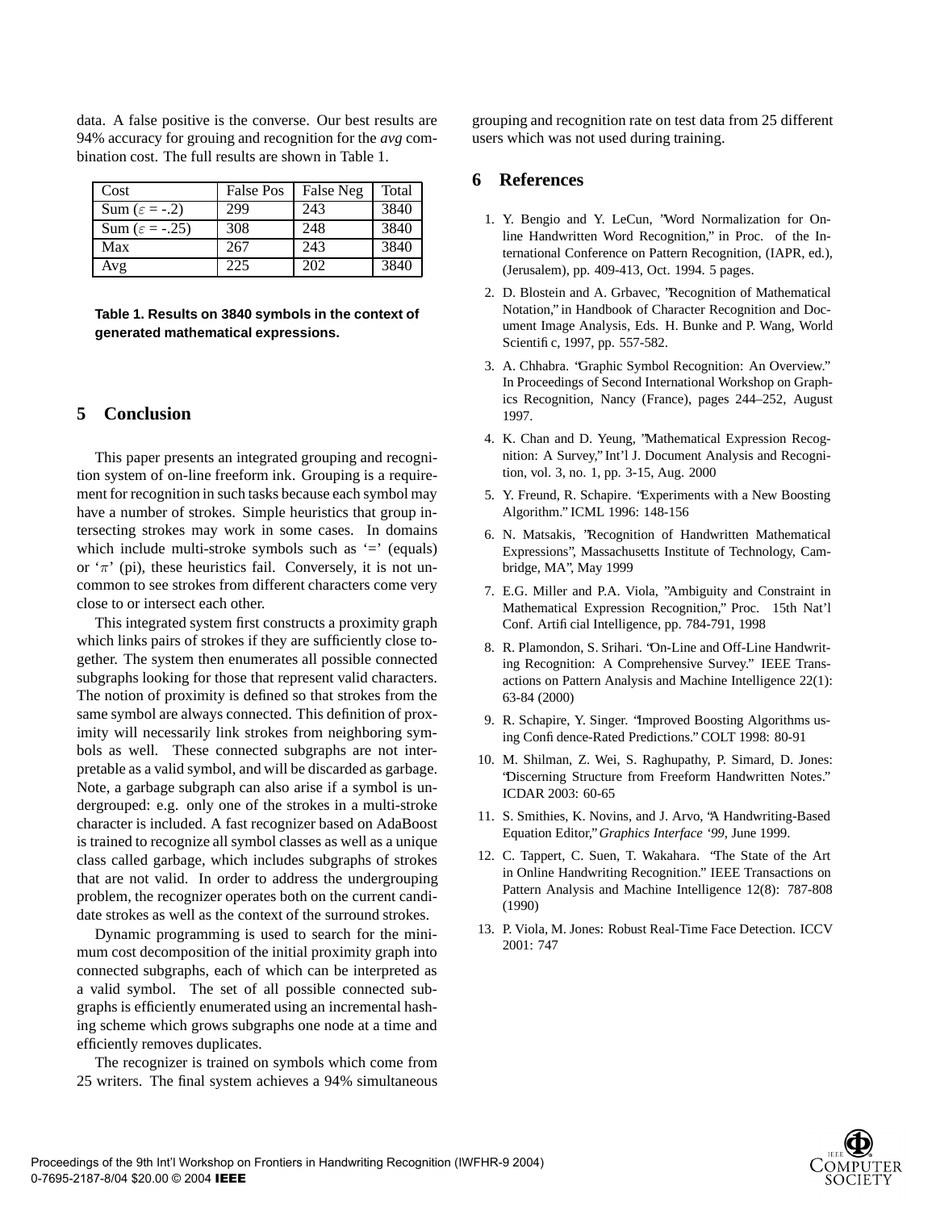data. A false positive is the converse. Our best results are 94% accuracy for grouing and recognition for the *avg* combination cost. The full results are shown in Table 1.

| Cost | False Pos | False Neg | Total |
|---|---|---|---|
| Sum ($\varepsilon$ = -.2) | 299 | 243 | 3840 |
| Sum ($\varepsilon$ = -.25) | 308 | 248 | 3840 |
| Max | 267 | 243 | 3840 |
| Avg | 225 | 202 | 3840 |

**Table 1. Results on 3840 symbols in the context of generated mathematical expressions.**

## 5 Conclusion

This paper presents an integrated grouping and recognition system of on-line freeform ink. Grouping is a requirement for recognition in such tasks because each symbol may have a number of strokes. Simple heuristics that group intersecting strokes may work in some cases. In domains which include multi-stroke symbols such as '=' (equals) or '$\pi$' (pi), these heuristics fail. Conversely, it is not uncommon to see strokes from different characters come very close to or intersect each other.

This integrated system first constructs a proximity graph which links pairs of strokes if they are sufficiently close together. The system then enumerates all possible connected subgraphs looking for those that represent valid characters. The notion of proximity is defined so that strokes from the same symbol are always connected. This definition of proximity will necessarily link strokes from neighboring symbols as well. These connected subgraphs are not interpretable as a valid symbol, and will be discarded as garbage. Note, a garbage subgraph can also arise if a symbol is undergrouped: e.g. only one of the strokes in a multi-stroke character is included. A fast recognizer based on AdaBoost is trained to recognize all symbol classes as well as a unique class called garbage, which includes subgraphs of strokes that are not valid. In order to address the undergrouping problem, the recognizer operates both on the current candidate strokes as well as the context of the surround strokes.

Dynamic programming is used to search for the minimum cost decomposition of the initial proximity graph into connected subgraphs, each of which can be interpreted as a valid symbol. The set of all possible connected subgraphs is efficiently enumerated using an incremental hashing scheme which grows subgraphs one node at a time and efficiently removes duplicates.

The recognizer is trained on symbols which come from 25 writers. The final system achieves a 94% simultaneous grouping and recognition rate on test data from 25 different users which was not used during training.

## 6 References

1. Y. Bengio and Y. LeCun, "Word Normalization for Online Handwritten Word Recognition," in Proc. of the International Conference on Pattern Recognition, (IAPR, ed.), (Jerusalem), pp. 409-413, Oct. 1994. 5 pages.
2. D. Blostein and A. Grbavec, "Recognition of Mathematical Notation," in Handbook of Character Recognition and Document Image Analysis, Eds. H. Bunke and P. Wang, World Scientific, 1997, pp. 557-582.
3. A. Chhabra. "Graphic Symbol Recognition: An Overview." In Proceedings of Second International Workshop on Graphics Recognition, Nancy (France), pages 244–252, August 1997.
4. K. Chan and D. Yeung, "Mathematical Expression Recognition: A Survey," Int'l J. Document Analysis and Recognition, vol. 3, no. 1, pp. 3-15, Aug. 2000
5. Y. Freund, R. Schapire. "Experiments with a New Boosting Algorithm." ICML 1996: 148-156
6. N. Matsakis, "Recognition of Handwritten Mathematical Expressions", Massachusetts Institute of Technology, Cambridge, MA", May 1999
7. E.G. Miller and P.A. Viola, "Ambiguity and Constraint in Mathematical Expression Recognition," Proc. 15th Nat'l Conf. Artificial Intelligence, pp. 784-791, 1998
8. R. Plamondon, S. Srihari. "On-Line and Off-Line Handwriting Recognition: A Comprehensive Survey." IEEE Transactions on Pattern Analysis and Machine Intelligence 22(1): 63-84 (2000)
9. R. Schapire, Y. Singer. "Improved Boosting Algorithms using Confidence-Rated Predictions." COLT 1998: 80-91
10. M. Shilman, Z. Wei, S. Raghupathy, P. Simard, D. Jones: "Discerning Structure from Freeform Handwritten Notes." ICDAR 2003: 60-65
11. S. Smithies, K. Novins, and J. Arvo, "A Handwriting-Based Equation Editor," *Graphics Interface '99*, June 1999.
12. C. Tappert, C. Suen, T. Wakahara. "The State of the Art in Online Handwriting Recognition." IEEE Transactions on Pattern Analysis and Machine Intelligence 12(8): 787-808 (1990)
13. P. Viola, M. Jones: Robust Real-Time Face Detection. ICCV 2001: 747